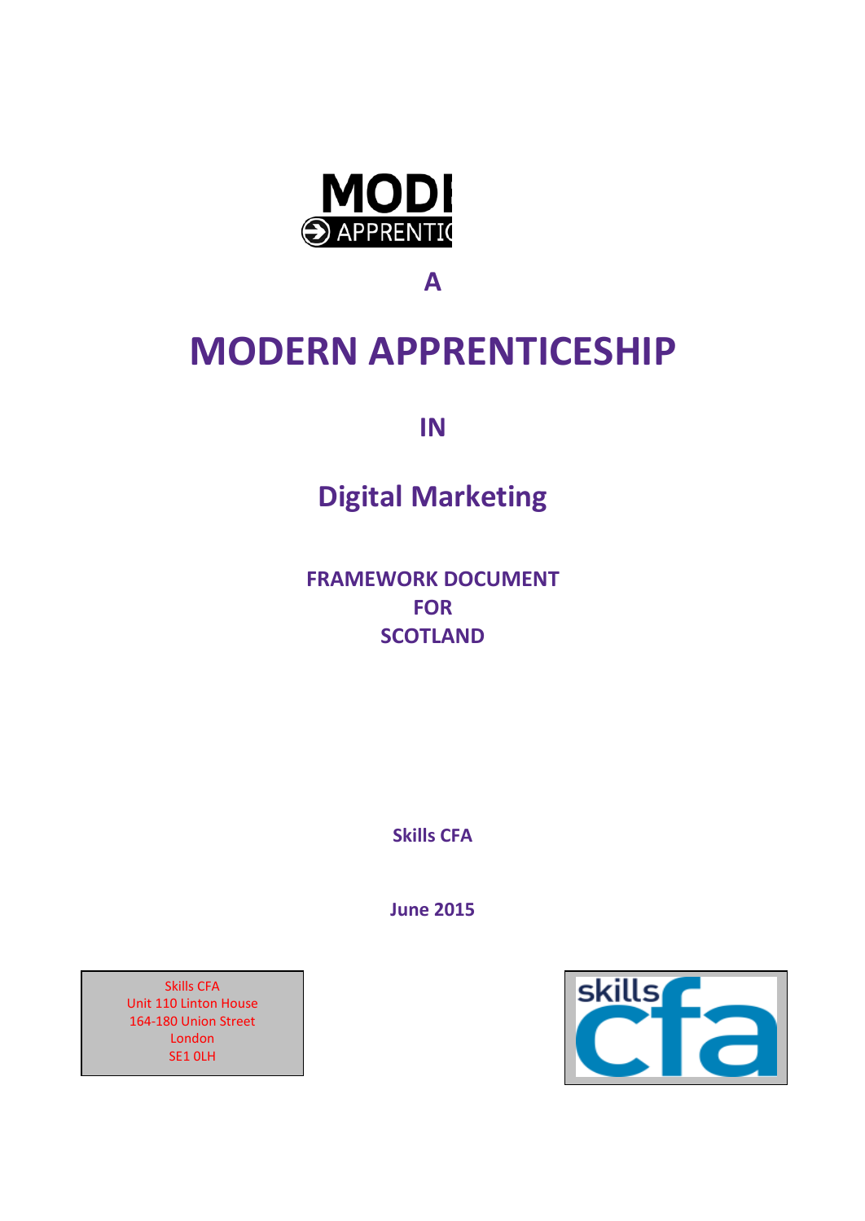# A

# MODERN APPRENTICESHIP

## IN

## Digital Marketing

**FRAMEWORK DOCUMENT**
**FOR**
**SCOTLAND**

**Skills CFA**

**June 2015**

Skills CFA
Unit 110 Linton House
164-180 Union Street
London
SE1 0LH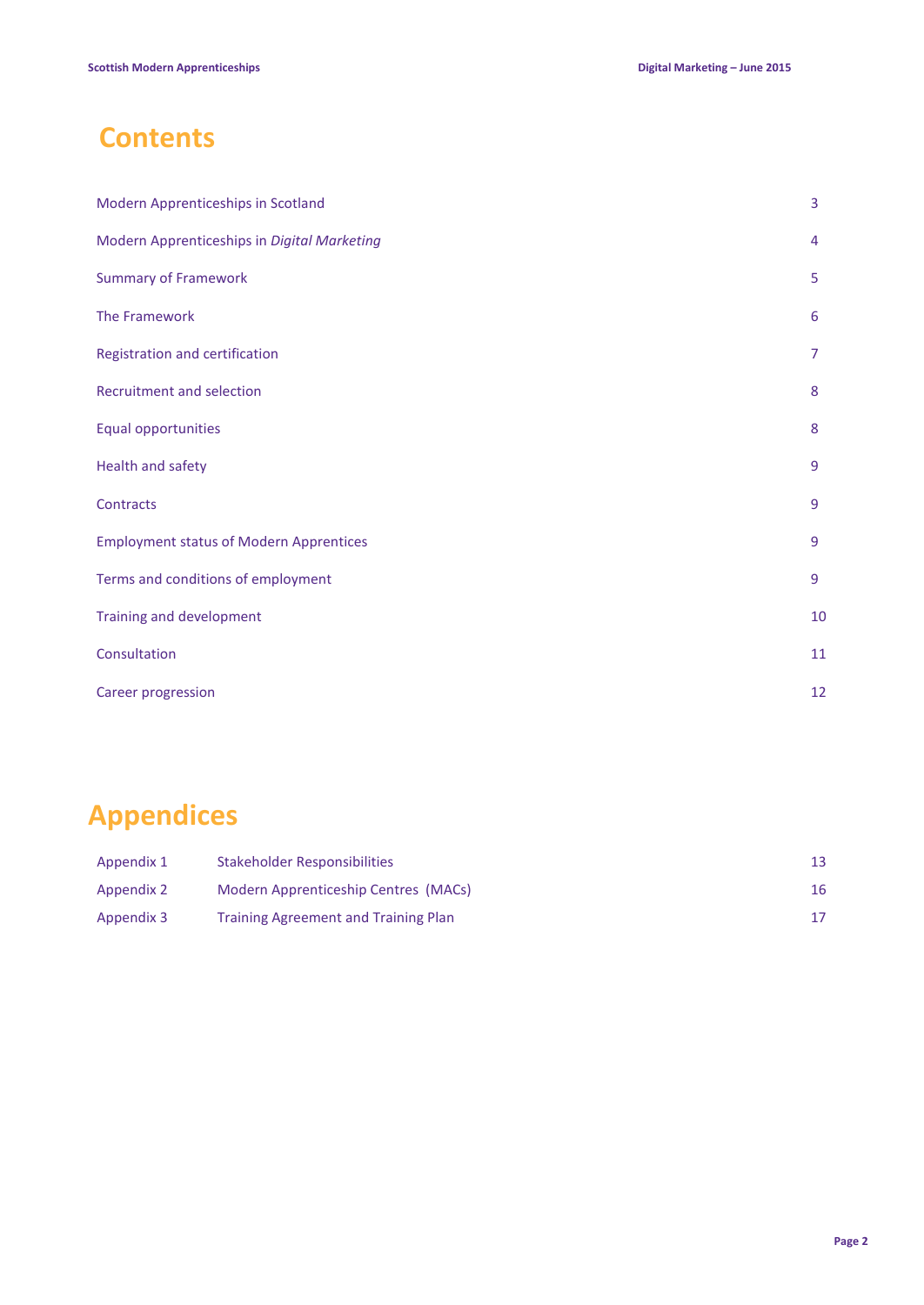# Contents

| | |
|---|---|
| Modern Apprenticeships in Scotland | 3 |
| Modern Apprenticeships in *Digital Marketing* | 4 |
| Summary of Framework | 5 |
| The Framework | 6 |
| Registration and certification | 7 |
| Recruitment and selection | 8 |
| Equal opportunities | 8 |
| Health and safety | 9 |
| Contracts | 9 |
| Employment status of Modern Apprentices | 9 |
| Terms and conditions of employment | 9 |
| Training and development | 10 |
| Consultation | 11 |
| Career progression | 12 |

# Appendices

| | | |
|---|---|---|
| Appendix 1 | Stakeholder Responsibilities | 13 |
| Appendix 2 | Modern Apprenticeship Centres (MACs) | 16 |
| Appendix 3 | Training Agreement and Training Plan | 17 |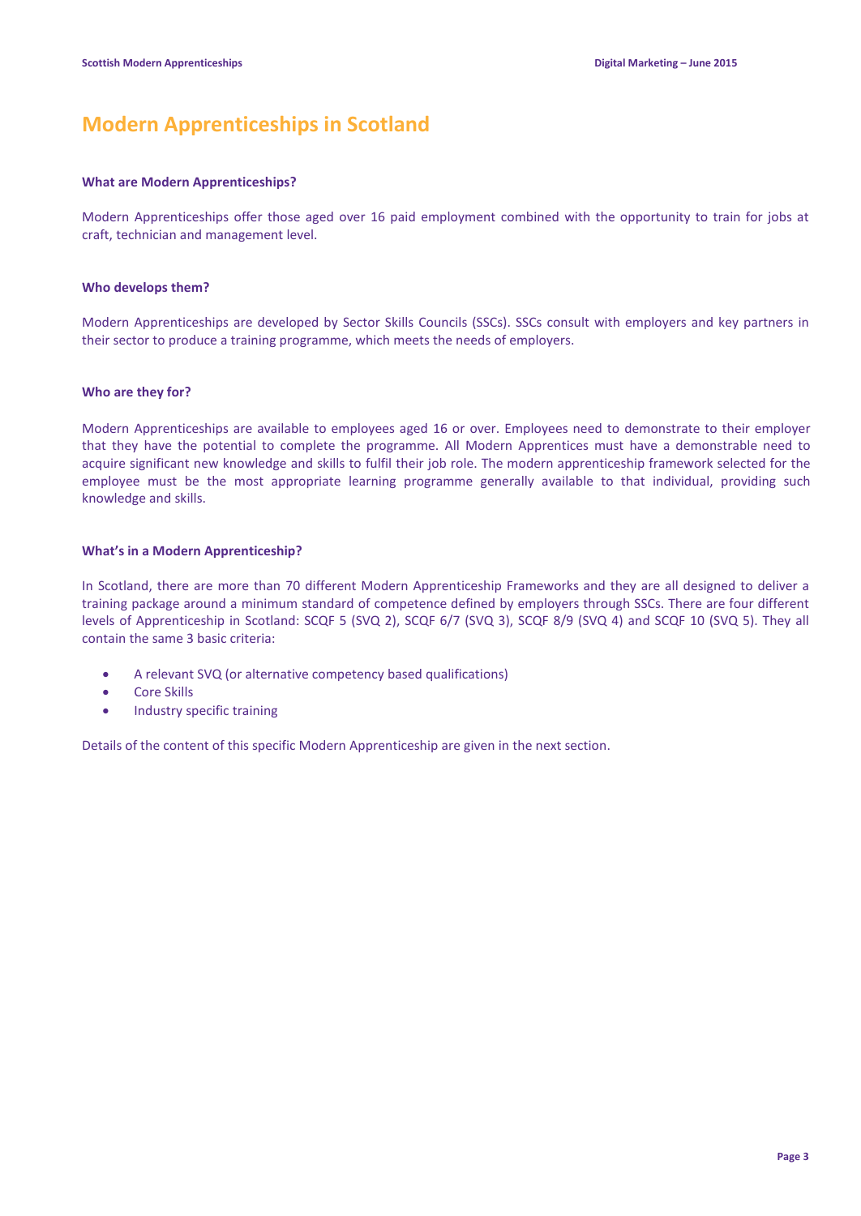# Modern Apprenticeships in Scotland

### What are Modern Apprenticeships?

Modern Apprenticeships offer those aged over 16 paid employment combined with the opportunity to train for jobs at craft, technician and management level.

### Who develops them?

Modern Apprenticeships are developed by Sector Skills Councils (SSCs). SSCs consult with employers and key partners in their sector to produce a training programme, which meets the needs of employers.

### Who are they for?

Modern Apprenticeships are available to employees aged 16 or over. Employees need to demonstrate to their employer that they have the potential to complete the programme. All Modern Apprentices must have a demonstrable need to acquire significant new knowledge and skills to fulfil their job role. The modern apprenticeship framework selected for the employee must be the most appropriate learning programme generally available to that individual, providing such knowledge and skills.

### What's in a Modern Apprenticeship?

In Scotland, there are more than 70 different Modern Apprenticeship Frameworks and they are all designed to deliver a training package around a minimum standard of competence defined by employers through SSCs. There are four different levels of Apprenticeship in Scotland: SCQF 5 (SVQ 2), SCQF 6/7 (SVQ 3), SCQF 8/9 (SVQ 4) and SCQF 10 (SVQ 5). They all contain the same 3 basic criteria:

- A relevant SVQ (or alternative competency based qualifications)
- Core Skills
- Industry specific training

Details of the content of this specific Modern Apprenticeship are given in the next section.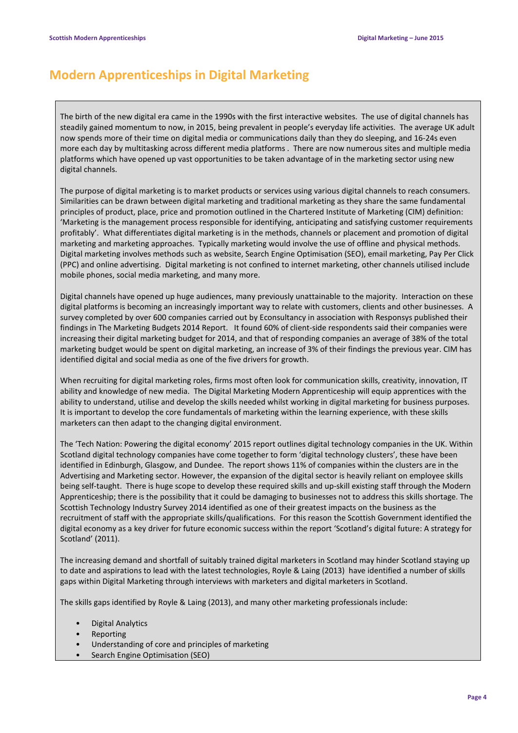# Modern Apprenticeships in Digital Marketing

The birth of the new digital era came in the 1990s with the first interactive websites. The use of digital channels has steadily gained momentum to now, in 2015, being prevalent in people's everyday life activities. The average UK adult now spends more of their time on digital media or communications daily than they do sleeping, and 16-24s even more each day by multitasking across different media platforms . There are now numerous sites and multiple media platforms which have opened up vast opportunities to be taken advantage of in the marketing sector using new digital channels.

The purpose of digital marketing is to market products or services using various digital channels to reach consumers. Similarities can be drawn between digital marketing and traditional marketing as they share the same fundamental principles of product, place, price and promotion outlined in the Chartered Institute of Marketing (CIM) definition: 'Marketing is the management process responsible for identifying, anticipating and satisfying customer requirements profitably'. What differentiates digital marketing is in the methods, channels or placement and promotion of digital marketing and marketing approaches. Typically marketing would involve the use of offline and physical methods. Digital marketing involves methods such as website, Search Engine Optimisation (SEO), email marketing, Pay Per Click (PPC) and online advertising. Digital marketing is not confined to internet marketing, other channels utilised include mobile phones, social media marketing, and many more.

Digital channels have opened up huge audiences, many previously unattainable to the majority. Interaction on these digital platforms is becoming an increasingly important way to relate with customers, clients and other businesses. A survey completed by over 600 companies carried out by Econsultancy in association with Responsys published their findings in The Marketing Budgets 2014 Report. It found 60% of client-side respondents said their companies were increasing their digital marketing budget for 2014, and that of responding companies an average of 38% of the total marketing budget would be spent on digital marketing, an increase of 3% of their findings the previous year. CIM has identified digital and social media as one of the five drivers for growth.

When recruiting for digital marketing roles, firms most often look for communication skills, creativity, innovation, IT ability and knowledge of new media. The Digital Marketing Modern Apprenticeship will equip apprentices with the ability to understand, utilise and develop the skills needed whilst working in digital marketing for business purposes. It is important to develop the core fundamentals of marketing within the learning experience, with these skills marketers can then adapt to the changing digital environment.

The 'Tech Nation: Powering the digital economy' 2015 report outlines digital technology companies in the UK. Within Scotland digital technology companies have come together to form 'digital technology clusters', these have been identified in Edinburgh, Glasgow, and Dundee. The report shows 11% of companies within the clusters are in the Advertising and Marketing sector. However, the expansion of the digital sector is heavily reliant on employee skills being self-taught. There is huge scope to develop these required skills and up-skill existing staff through the Modern Apprenticeship; there is the possibility that it could be damaging to businesses not to address this skills shortage. The Scottish Technology Industry Survey 2014 identified as one of their greatest impacts on the business as the recruitment of staff with the appropriate skills/qualifications. For this reason the Scottish Government identified the digital economy as a key driver for future economic success within the report 'Scotland's digital future: A strategy for Scotland' (2011).

The increasing demand and shortfall of suitably trained digital marketers in Scotland may hinder Scotland staying up to date and aspirations to lead with the latest technologies, Royle & Laing (2013) have identified a number of skills gaps within Digital Marketing through interviews with marketers and digital marketers in Scotland.

The skills gaps identified by Royle & Laing (2013), and many other marketing professionals include:

- Digital Analytics
- Reporting
- Understanding of core and principles of marketing
- Search Engine Optimisation (SEO)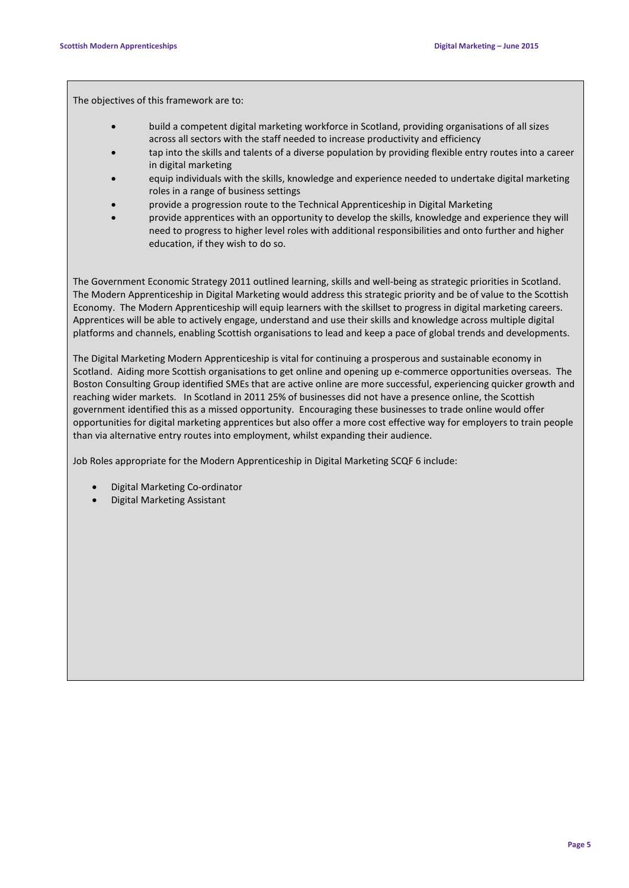The objectives of this framework are to:

- build a competent digital marketing workforce in Scotland, providing organisations of all sizes across all sectors with the staff needed to increase productivity and efficiency
- tap into the skills and talents of a diverse population by providing flexible entry routes into a career in digital marketing
- equip individuals with the skills, knowledge and experience needed to undertake digital marketing roles in a range of business settings
- provide a progression route to the Technical Apprenticeship in Digital Marketing
- provide apprentices with an opportunity to develop the skills, knowledge and experience they will need to progress to higher level roles with additional responsibilities and onto further and higher education, if they wish to do so.

The Government Economic Strategy 2011 outlined learning, skills and well-being as strategic priorities in Scotland. The Modern Apprenticeship in Digital Marketing would address this strategic priority and be of value to the Scottish Economy. The Modern Apprenticeship will equip learners with the skillset to progress in digital marketing careers. Apprentices will be able to actively engage, understand and use their skills and knowledge across multiple digital platforms and channels, enabling Scottish organisations to lead and keep a pace of global trends and developments.

The Digital Marketing Modern Apprenticeship is vital for continuing a prosperous and sustainable economy in Scotland. Aiding more Scottish organisations to get online and opening up e-commerce opportunities overseas. The Boston Consulting Group identified SMEs that are active online are more successful, experiencing quicker growth and reaching wider markets. In Scotland in 2011 25% of businesses did not have a presence online, the Scottish government identified this as a missed opportunity. Encouraging these businesses to trade online would offer opportunities for digital marketing apprentices but also offer a more cost effective way for employers to train people than via alternative entry routes into employment, whilst expanding their audience.

Job Roles appropriate for the Modern Apprenticeship in Digital Marketing SCQF 6 include:

- Digital Marketing Co-ordinator
- Digital Marketing Assistant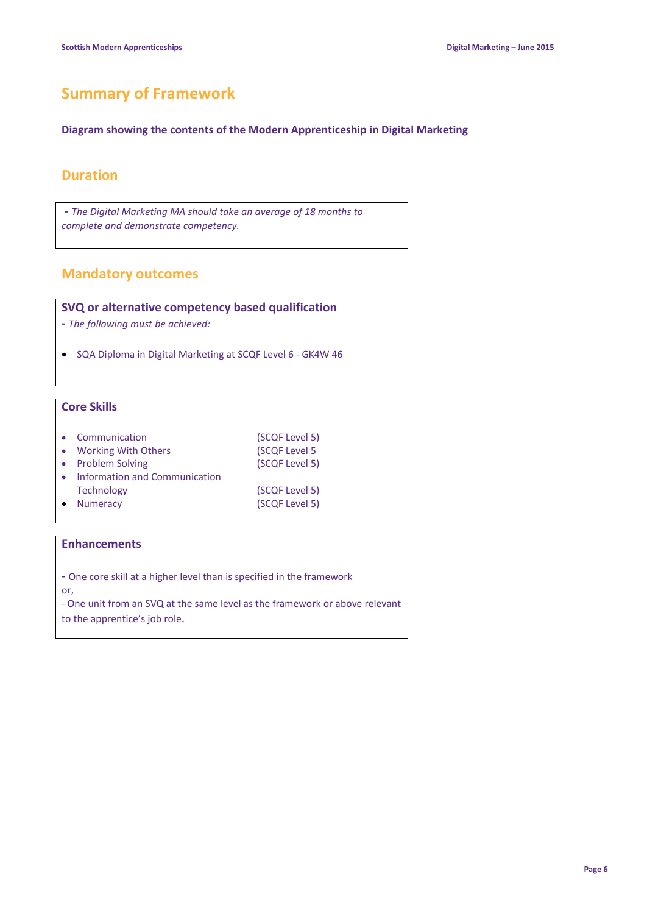## Summary of Framework

**Diagram showing the contents of the Modern Apprenticeship in Digital Marketing**

### Duration

- *The Digital Marketing MA should take an average of 18 months to complete and demonstrate competency.*

### Mandatory outcomes

**SVQ or alternative competency based qualification**

- *The following must be achieved:*

- SQA Diploma in Digital Marketing at SCQF Level 6 - GK4W 46

**Core Skills**

- Communication (SCQF Level 5)
- Working With Others (SCQF Level 5
- Problem Solving (SCQF Level 5)
- Information and Communication Technology (SCQF Level 5)
- Numeracy (SCQF Level 5)

**Enhancements**

- One core skill at a higher level than is specified in the framework

or,

- One unit from an SVQ at the same level as the framework or above relevant to the apprentice's job role.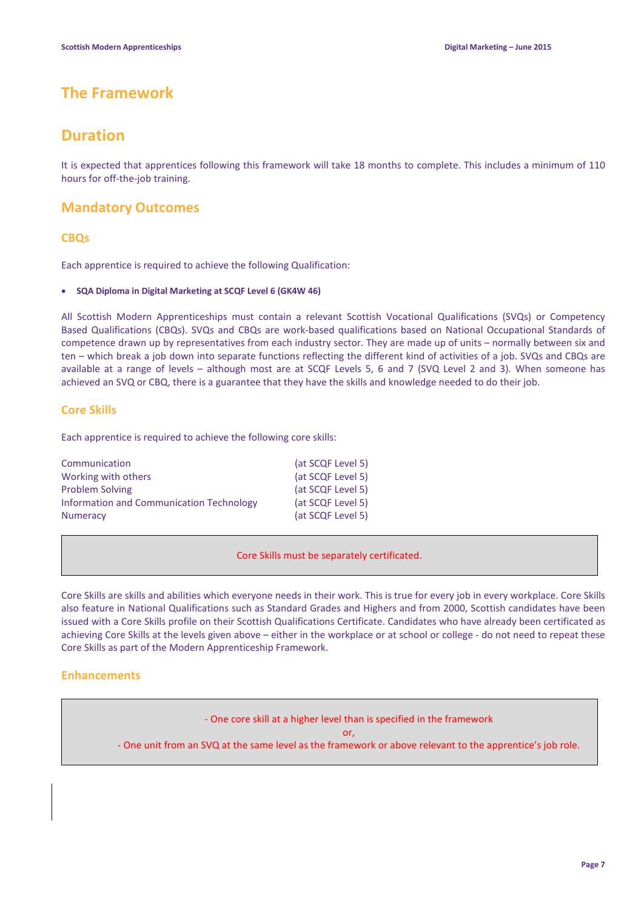# The Framework

# Duration

It is expected that apprentices following this framework will take 18 months to complete. This includes a minimum of 110 hours for off-the-job training.

## Mandatory Outcomes

### CBQs

Each apprentice is required to achieve the following Qualification:

- **SQA Diploma in Digital Marketing at SCQF Level 6 (GK4W 46)**

All Scottish Modern Apprenticeships must contain a relevant Scottish Vocational Qualifications (SVQs) or Competency Based Qualifications (CBQs). SVQs and CBQs are work-based qualifications based on National Occupational Standards of competence drawn up by representatives from each industry sector. They are made up of units – normally between six and ten – which break a job down into separate functions reflecting the different kind of activities of a job. SVQs and CBQs are available at a range of levels – although most are at SCQF Levels 5, 6 and 7 (SVQ Level 2 and 3). When someone has achieved an SVQ or CBQ, there is a guarantee that they have the skills and knowledge needed to do their job.

### Core Skills

Each apprentice is required to achieve the following core skills:

| | |
|---|---|
| Communication | (at SCQF Level 5) |
| Working with others | (at SCQF Level 5) |
| Problem Solving | (at SCQF Level 5) |
| Information and Communication Technology | (at SCQF Level 5) |
| Numeracy | (at SCQF Level 5) |

Core Skills must be separately certificated.

Core Skills are skills and abilities which everyone needs in their work. This is true for every job in every workplace. Core Skills also feature in National Qualifications such as Standard Grades and Highers and from 2000, Scottish candidates have been issued with a Core Skills profile on their Scottish Qualifications Certificate. Candidates who have already been certificated as achieving Core Skills at the levels given above – either in the workplace or at school or college - do not need to repeat these Core Skills as part of the Modern Apprenticeship Framework.

### Enhancements

- One core skill at a higher level than is specified in the framework

or,

- One unit from an SVQ at the same level as the framework or above relevant to the apprentice's job role.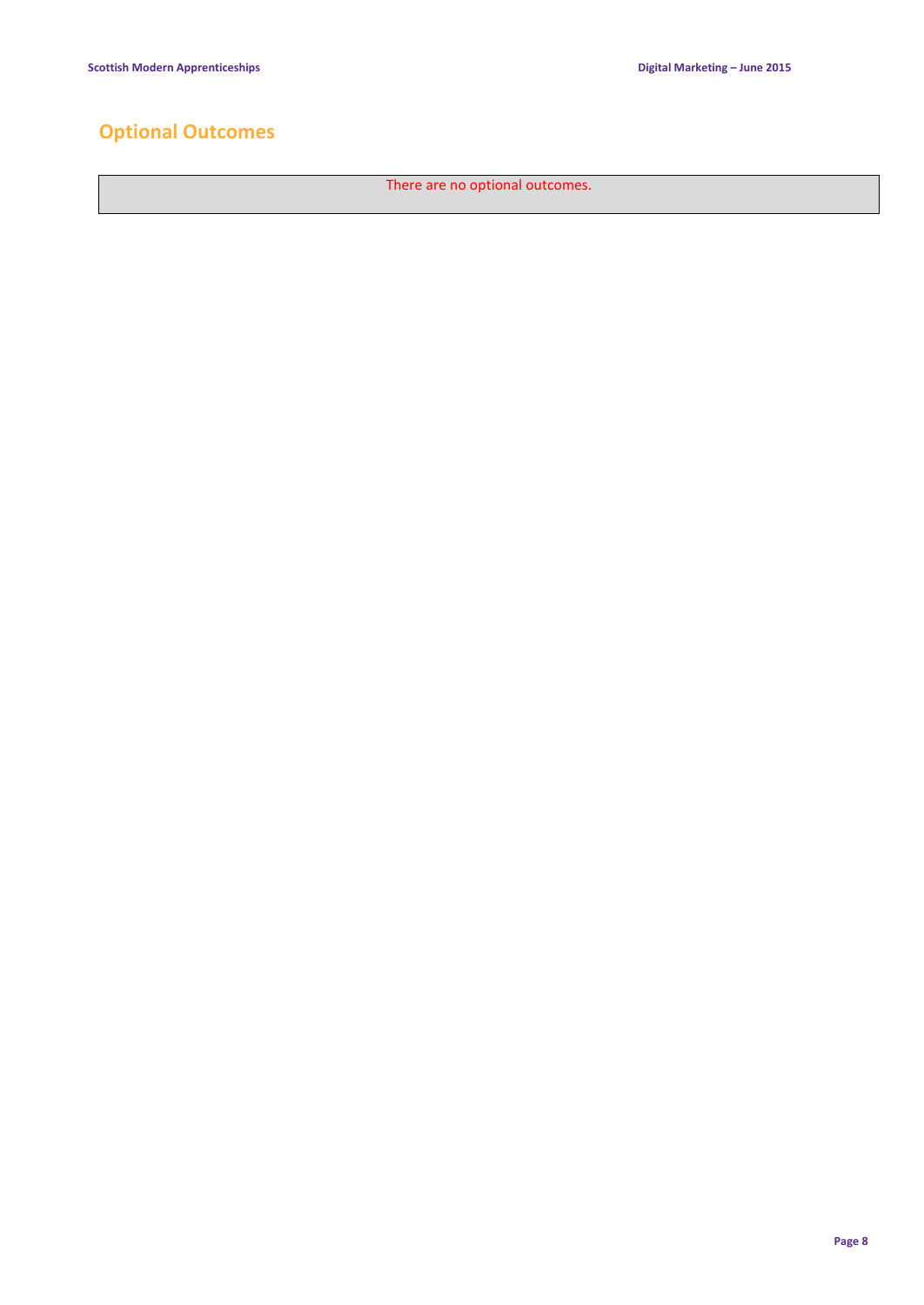## Optional Outcomes

| There are no optional outcomes. |
| --- |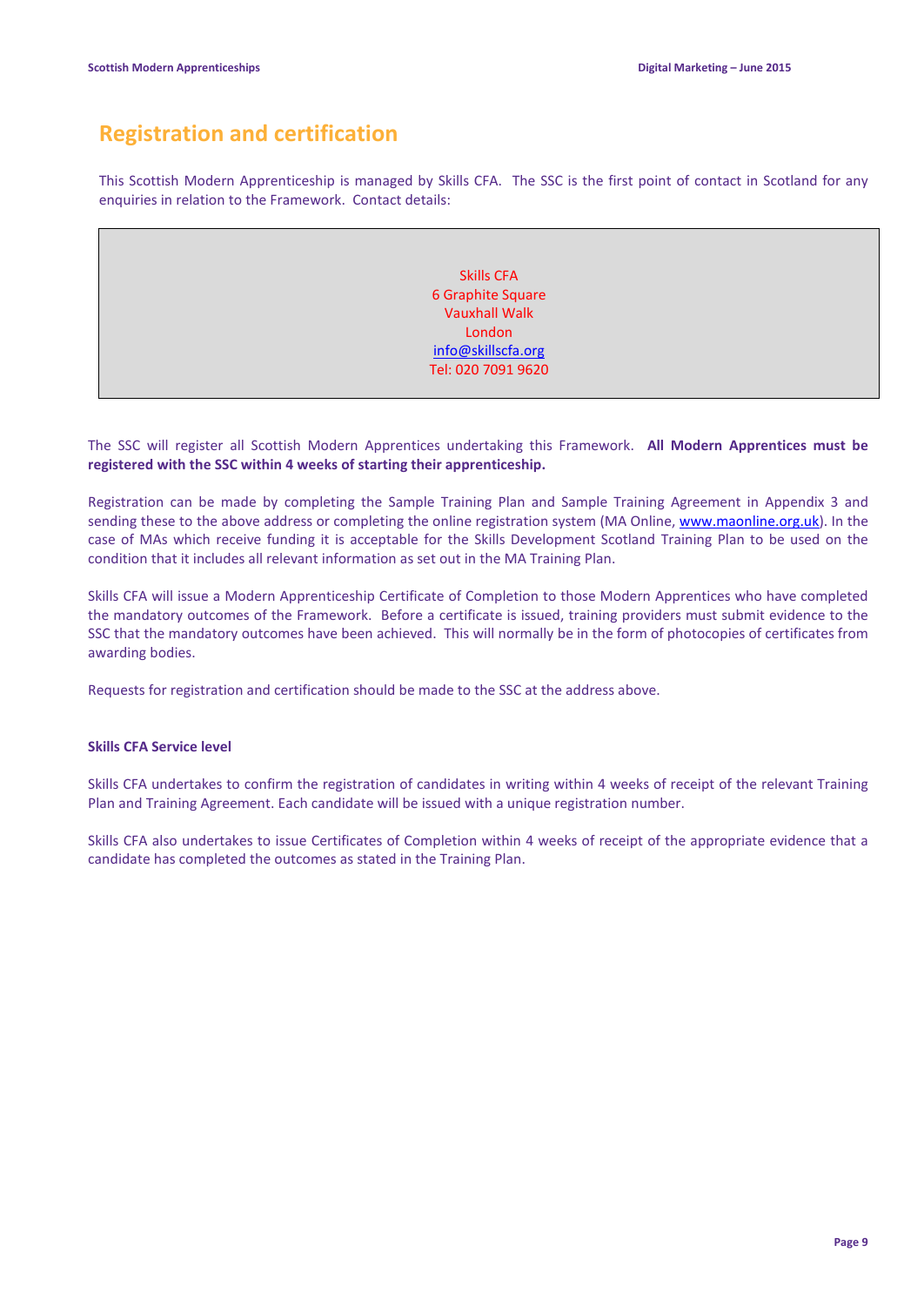## Registration and certification

This Scottish Modern Apprenticeship is managed by Skills CFA. The SSC is the first point of contact in Scotland for any enquiries in relation to the Framework. Contact details:

> Skills CFA
> 6 Graphite Square
> Vauxhall Walk
> London
> info@skillscfa.org
> Tel: 020 7091 9620

The SSC will register all Scottish Modern Apprentices undertaking this Framework. **All Modern Apprentices must be registered with the SSC within 4 weeks of starting their apprenticeship.**

Registration can be made by completing the Sample Training Plan and Sample Training Agreement in Appendix 3 and sending these to the above address or completing the online registration system (MA Online, www.maonline.org.uk). In the case of MAs which receive funding it is acceptable for the Skills Development Scotland Training Plan to be used on the condition that it includes all relevant information as set out in the MA Training Plan.

Skills CFA will issue a Modern Apprenticeship Certificate of Completion to those Modern Apprentices who have completed the mandatory outcomes of the Framework. Before a certificate is issued, training providers must submit evidence to the SSC that the mandatory outcomes have been achieved. This will normally be in the form of photocopies of certificates from awarding bodies.

Requests for registration and certification should be made to the SSC at the address above.

**Skills CFA Service level**

Skills CFA undertakes to confirm the registration of candidates in writing within 4 weeks of receipt of the relevant Training Plan and Training Agreement. Each candidate will be issued with a unique registration number.

Skills CFA also undertakes to issue Certificates of Completion within 4 weeks of receipt of the appropriate evidence that a candidate has completed the outcomes as stated in the Training Plan.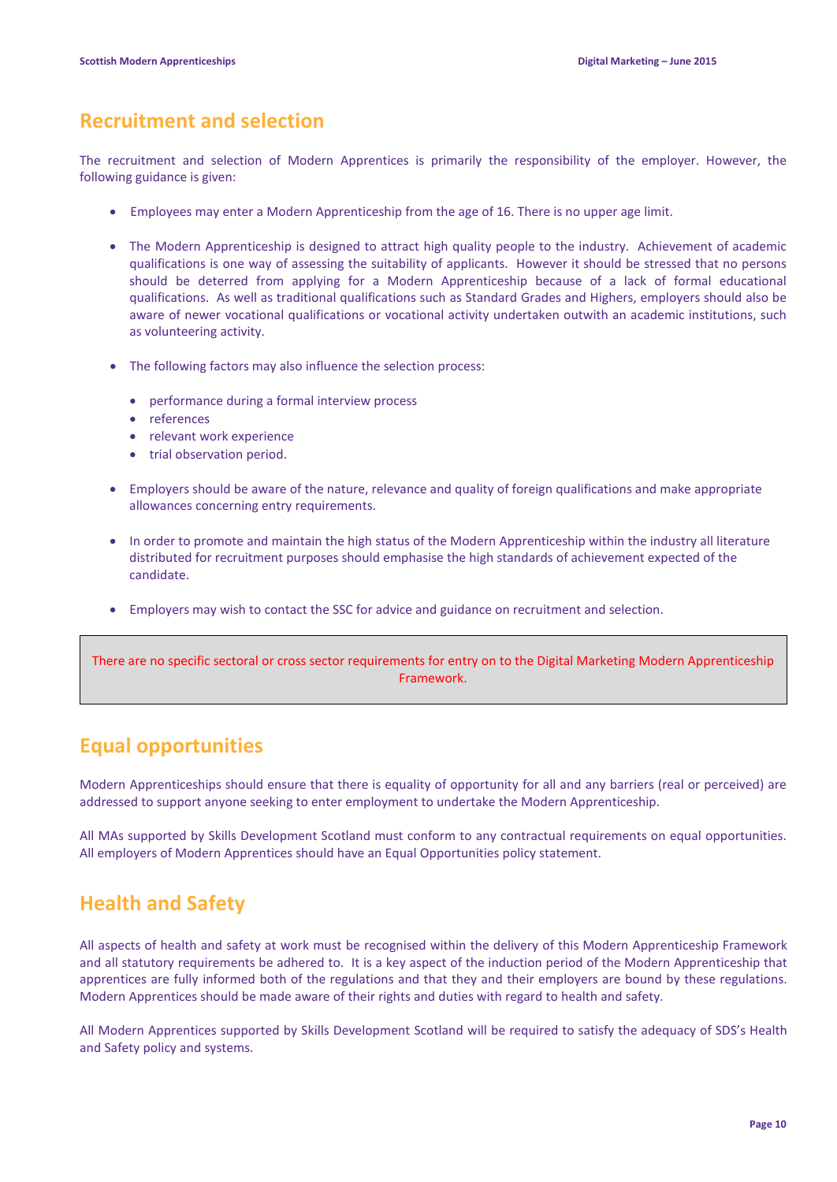## Recruitment and selection

The recruitment and selection of Modern Apprentices is primarily the responsibility of the employer. However, the following guidance is given:

- Employees may enter a Modern Apprenticeship from the age of 16. There is no upper age limit.
- The Modern Apprenticeship is designed to attract high quality people to the industry. Achievement of academic qualifications is one way of assessing the suitability of applicants. However it should be stressed that no persons should be deterred from applying for a Modern Apprenticeship because of a lack of formal educational qualifications. As well as traditional qualifications such as Standard Grades and Highers, employers should also be aware of newer vocational qualifications or vocational activity undertaken outwith an academic institutions, such as volunteering activity.
- The following factors may also influence the selection process:
  - performance during a formal interview process
  - references
  - relevant work experience
  - trial observation period.
- Employers should be aware of the nature, relevance and quality of foreign qualifications and make appropriate allowances concerning entry requirements.
- In order to promote and maintain the high status of the Modern Apprenticeship within the industry all literature distributed for recruitment purposes should emphasise the high standards of achievement expected of the candidate.
- Employers may wish to contact the SSC for advice and guidance on recruitment and selection.

> There are no specific sectoral or cross sector requirements for entry on to the Digital Marketing Modern Apprenticeship Framework.

## Equal opportunities

Modern Apprenticeships should ensure that there is equality of opportunity for all and any barriers (real or perceived) are addressed to support anyone seeking to enter employment to undertake the Modern Apprenticeship.

All MAs supported by Skills Development Scotland must conform to any contractual requirements on equal opportunities. All employers of Modern Apprentices should have an Equal Opportunities policy statement.

## Health and Safety

All aspects of health and safety at work must be recognised within the delivery of this Modern Apprenticeship Framework and all statutory requirements be adhered to. It is a key aspect of the induction period of the Modern Apprenticeship that apprentices are fully informed both of the regulations and that they and their employers are bound by these regulations. Modern Apprentices should be made aware of their rights and duties with regard to health and safety.

All Modern Apprentices supported by Skills Development Scotland will be required to satisfy the adequacy of SDS's Health and Safety policy and systems.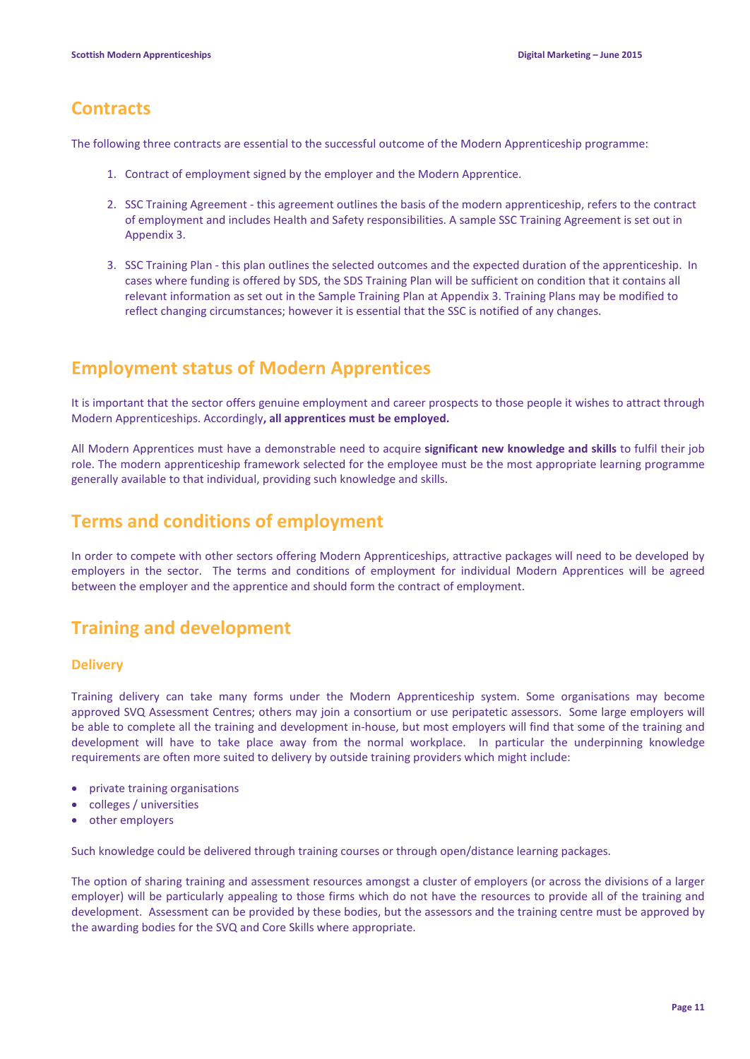## Contracts

The following three contracts are essential to the successful outcome of the Modern Apprenticeship programme:

1. Contract of employment signed by the employer and the Modern Apprentice.

2. SSC Training Agreement - this agreement outlines the basis of the modern apprenticeship, refers to the contract of employment and includes Health and Safety responsibilities. A sample SSC Training Agreement is set out in Appendix 3.

3. SSC Training Plan - this plan outlines the selected outcomes and the expected duration of the apprenticeship. In cases where funding is offered by SDS, the SDS Training Plan will be sufficient on condition that it contains all relevant information as set out in the Sample Training Plan at Appendix 3. Training Plans may be modified to reflect changing circumstances; however it is essential that the SSC is notified of any changes.

## Employment status of Modern Apprentices

It is important that the sector offers genuine employment and career prospects to those people it wishes to attract through Modern Apprenticeships. Accordingly**, all apprentices must be employed.**

All Modern Apprentices must have a demonstrable need to acquire **significant new knowledge and skills** to fulfil their job role. The modern apprenticeship framework selected for the employee must be the most appropriate learning programme generally available to that individual, providing such knowledge and skills.

## Terms and conditions of employment

In order to compete with other sectors offering Modern Apprenticeships, attractive packages will need to be developed by employers in the sector. The terms and conditions of employment for individual Modern Apprentices will be agreed between the employer and the apprentice and should form the contract of employment.

## Training and development

### Delivery

Training delivery can take many forms under the Modern Apprenticeship system. Some organisations may become approved SVQ Assessment Centres; others may join a consortium or use peripatetic assessors. Some large employers will be able to complete all the training and development in-house, but most employers will find that some of the training and development will have to take place away from the normal workplace. In particular the underpinning knowledge requirements are often more suited to delivery by outside training providers which might include:

- private training organisations
- colleges / universities
- other employers

Such knowledge could be delivered through training courses or through open/distance learning packages.

The option of sharing training and assessment resources amongst a cluster of employers (or across the divisions of a larger employer) will be particularly appealing to those firms which do not have the resources to provide all of the training and development. Assessment can be provided by these bodies, but the assessors and the training centre must be approved by the awarding bodies for the SVQ and Core Skills where appropriate.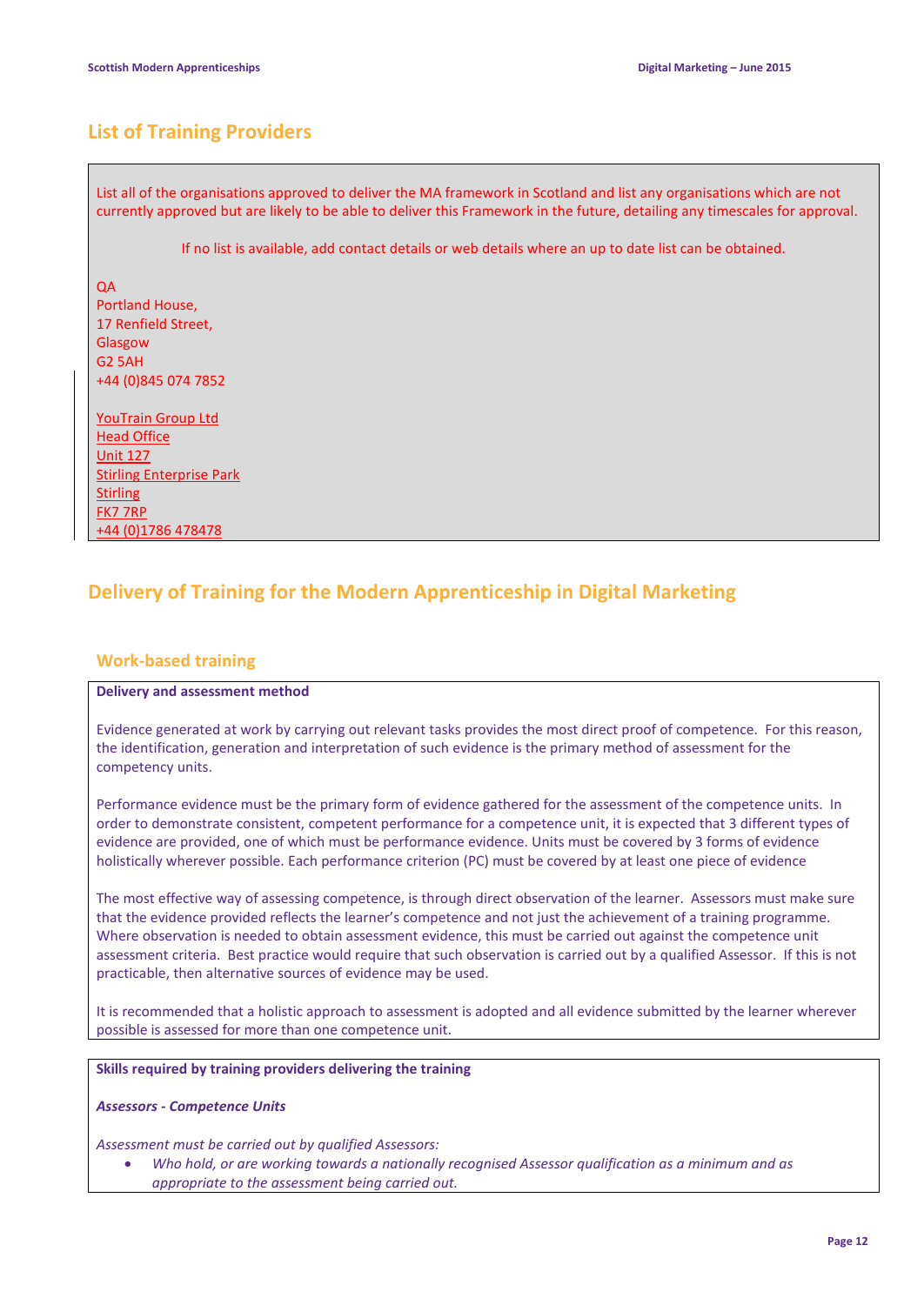## List of Training Providers

List all of the organisations approved to deliver the MA framework in Scotland and list any organisations which are not currently approved but are likely to be able to deliver this Framework in the future, detailing any timescales for approval.

If no list is available, add contact details or web details where an up to date list can be obtained.

QA
Portland House,
17 Renfield Street,
Glasgow
G2 5AH
+44 (0)845 074 7852

YouTrain Group Ltd
Head Office
Unit 127
Stirling Enterprise Park
Stirling
FK7 7RP
+44 (0)1786 478478

## Delivery of Training for the Modern Apprenticeship in Digital Marketing

### Work-based training

**Delivery and assessment method**

Evidence generated at work by carrying out relevant tasks provides the most direct proof of competence. For this reason, the identification, generation and interpretation of such evidence is the primary method of assessment for the competency units.

Performance evidence must be the primary form of evidence gathered for the assessment of the competence units. In order to demonstrate consistent, competent performance for a competence unit, it is expected that 3 different types of evidence are provided, one of which must be performance evidence. Units must be covered by 3 forms of evidence holistically wherever possible. Each performance criterion (PC) must be covered by at least one piece of evidence

The most effective way of assessing competence, is through direct observation of the learner. Assessors must make sure that the evidence provided reflects the learner's competence and not just the achievement of a training programme. Where observation is needed to obtain assessment evidence, this must be carried out against the competence unit assessment criteria. Best practice would require that such observation is carried out by a qualified Assessor. If this is not practicable, then alternative sources of evidence may be used.

It is recommended that a holistic approach to assessment is adopted and all evidence submitted by the learner wherever possible is assessed for more than one competence unit.

**Skills required by training providers delivering the training**

***Assessors - Competence Units***

*Assessment must be carried out by qualified Assessors:*

- *Who hold, or are working towards a nationally recognised Assessor qualification as a minimum and as appropriate to the assessment being carried out.*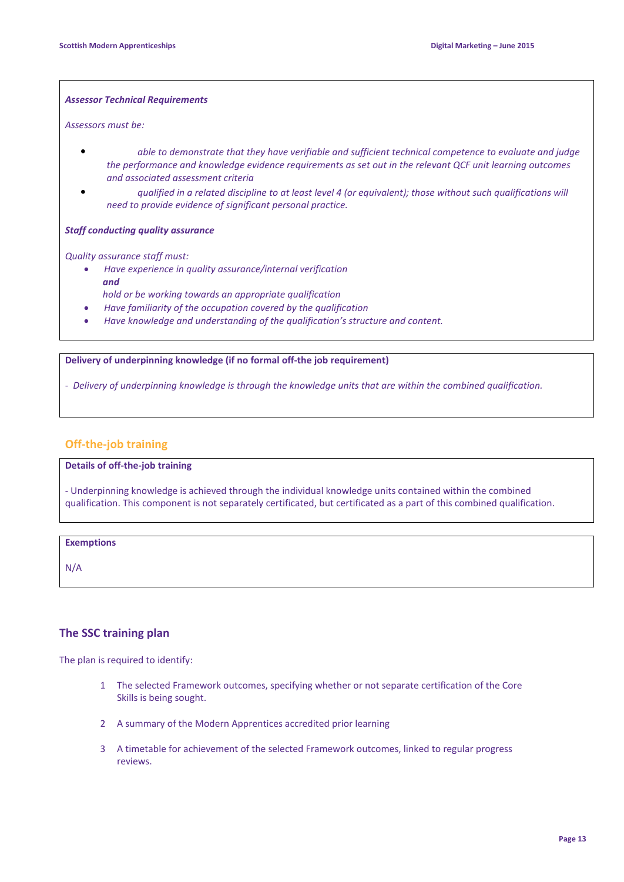***Assessor Technical Requirements***

*Assessors must be:*

- *able to demonstrate that they have verifiable and sufficient technical competence to evaluate and judge the performance and knowledge evidence requirements as set out in the relevant QCF unit learning outcomes and associated assessment criteria*
- *qualified in a related discipline to at least level 4 (or equivalent); those without such qualifications will need to provide evidence of significant personal practice.*

***Staff conducting quality assurance***

*Quality assurance staff must:*

- *Have experience in quality assurance/internal verification*
  ***and***
  *hold or be working towards an appropriate qualification*
- *Have familiarity of the occupation covered by the qualification*
- *Have knowledge and understanding of the qualification's structure and content.*

**Delivery of underpinning knowledge (if no formal off-the job requirement)**

*- Delivery of underpinning knowledge is through the knowledge units that are within the combined qualification.*

## Off-the-job training

**Details of off-the-job training**

- Underpinning knowledge is achieved through the individual knowledge units contained within the combined qualification. This component is not separately certificated, but certificated as a part of this combined qualification.

**Exemptions**

N/A

## The SSC training plan

The plan is required to identify:

1. The selected Framework outcomes, specifying whether or not separate certification of the Core Skills is being sought.
2. A summary of the Modern Apprentices accredited prior learning
3. A timetable for achievement of the selected Framework outcomes, linked to regular progress reviews.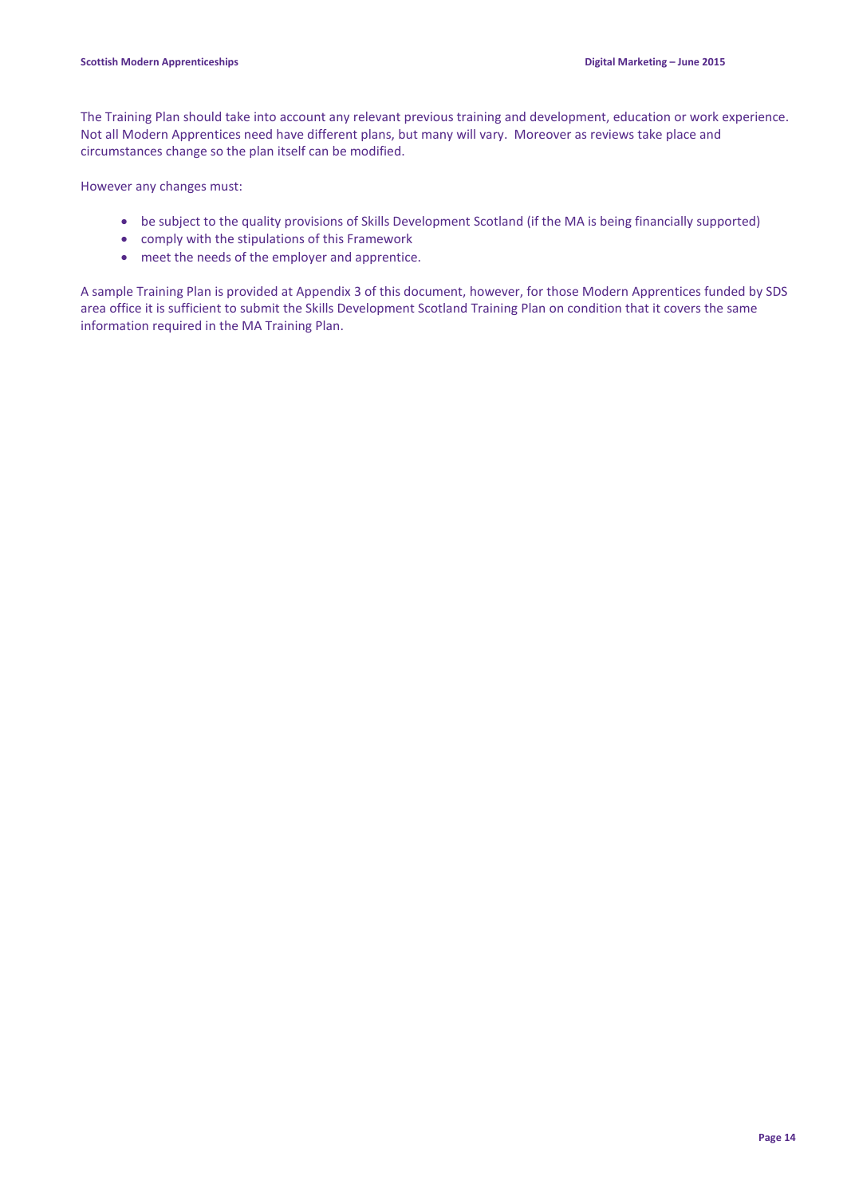The Training Plan should take into account any relevant previous training and development, education or work experience. Not all Modern Apprentices need have different plans, but many will vary. Moreover as reviews take place and circumstances change so the plan itself can be modified.

However any changes must:

- be subject to the quality provisions of Skills Development Scotland (if the MA is being financially supported)
- comply with the stipulations of this Framework
- meet the needs of the employer and apprentice.

A sample Training Plan is provided at Appendix 3 of this document, however, for those Modern Apprentices funded by SDS area office it is sufficient to submit the Skills Development Scotland Training Plan on condition that it covers the same information required in the MA Training Plan.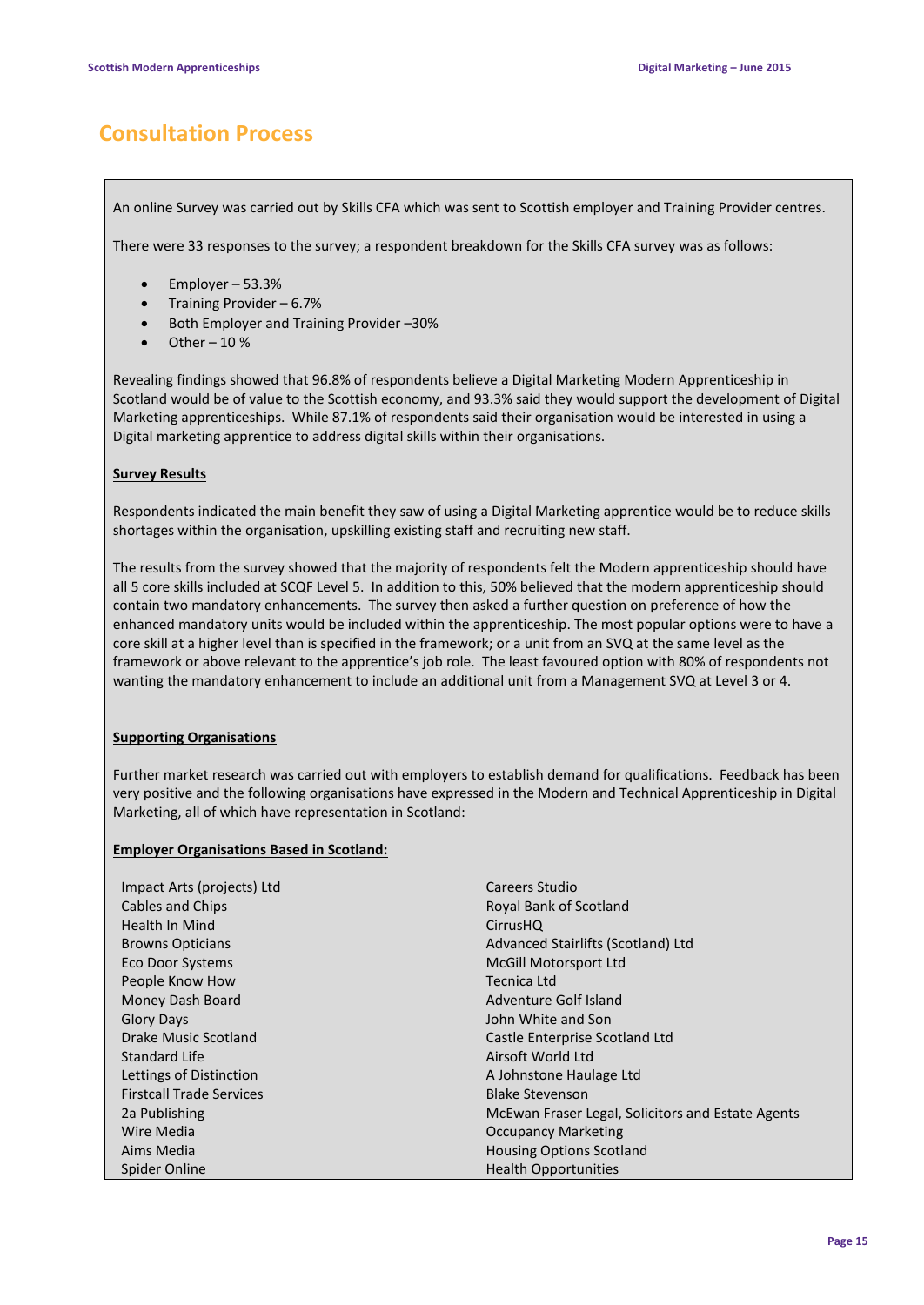# Consultation Process

An online Survey was carried out by Skills CFA which was sent to Scottish employer and Training Provider centres.

There were 33 responses to the survey; a respondent breakdown for the Skills CFA survey was as follows:

- Employer – 53.3%
- Training Provider – 6.7%
- Both Employer and Training Provider –30%
- Other – 10 %

Revealing findings showed that 96.8% of respondents believe a Digital Marketing Modern Apprenticeship in Scotland would be of value to the Scottish economy, and 93.3% said they would support the development of Digital Marketing apprenticeships. While 87.1% of respondents said their organisation would be interested in using a Digital marketing apprentice to address digital skills within their organisations.

**Survey Results**

Respondents indicated the main benefit they saw of using a Digital Marketing apprentice would be to reduce skills shortages within the organisation, upskilling existing staff and recruiting new staff.

The results from the survey showed that the majority of respondents felt the Modern apprenticeship should have all 5 core skills included at SCQF Level 5. In addition to this, 50% believed that the modern apprenticeship should contain two mandatory enhancements. The survey then asked a further question on preference of how the enhanced mandatory units would be included within the apprenticeship. The most popular options were to have a core skill at a higher level than is specified in the framework; or a unit from an SVQ at the same level as the framework or above relevant to the apprentice's job role. The least favoured option with 80% of respondents not wanting the mandatory enhancement to include an additional unit from a Management SVQ at Level 3 or 4.

**Supporting Organisations**

Further market research was carried out with employers to establish demand for qualifications. Feedback has been very positive and the following organisations have expressed in the Modern and Technical Apprenticeship in Digital Marketing, all of which have representation in Scotland:

**Employer Organisations Based in Scotland:**

Impact Arts (projects) Ltd
Cables and Chips
Health In Mind
Browns Opticians
Eco Door Systems
People Know How
Money Dash Board
Glory Days
Drake Music Scotland
Standard Life
Lettings of Distinction
Firstcall Trade Services
2a Publishing
Wire Media
Aims Media
Spider Online
Careers Studio
Royal Bank of Scotland
CirrusHQ
Advanced Stairlifts (Scotland) Ltd
McGill Motorsport Ltd
Tecnica Ltd
Adventure Golf Island
John White and Son
Castle Enterprise Scotland Ltd
Airsoft World Ltd
A Johnstone Haulage Ltd
Blake Stevenson
McEwan Fraser Legal, Solicitors and Estate Agents
Occupancy Marketing
Housing Options Scotland
Health Opportunities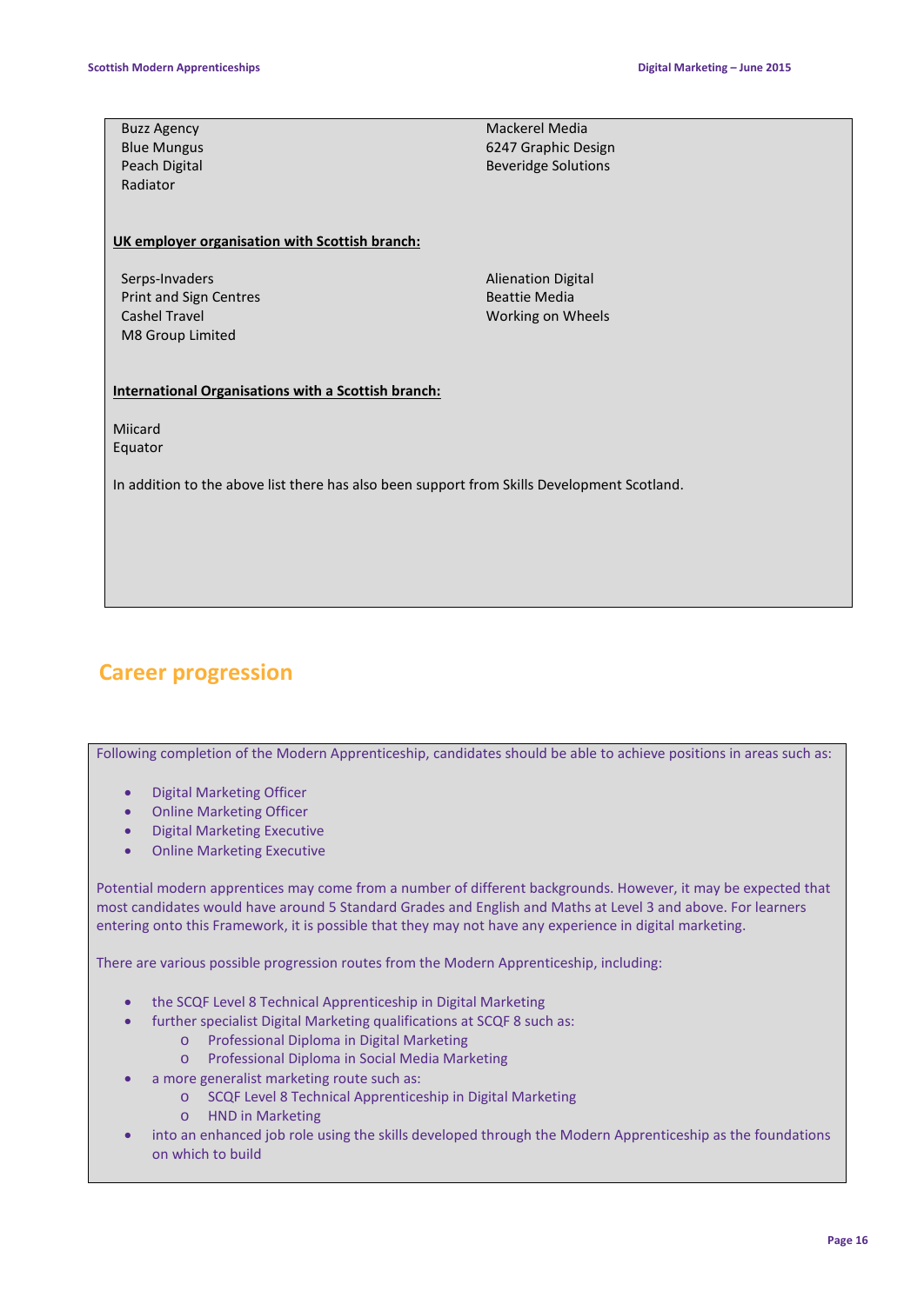Buzz Agency
Blue Mungus
Peach Digital
Radiator
Mackerel Media
6247 Graphic Design
Beveridge Solutions

**UK employer organisation with Scottish branch:**

Serps-Invaders
Print and Sign Centres
Cashel Travel
M8 Group Limited
Alienation Digital
Beattie Media
Working on Wheels

**International Organisations with a Scottish branch:**

Miicard
Equator

In addition to the above list there has also been support from Skills Development Scotland.

## Career progression

Following completion of the Modern Apprenticeship, candidates should be able to achieve positions in areas such as:

- Digital Marketing Officer
- Online Marketing Officer
- Digital Marketing Executive
- Online Marketing Executive

Potential modern apprentices may come from a number of different backgrounds. However, it may be expected that most candidates would have around 5 Standard Grades and English and Maths at Level 3 and above. For learners entering onto this Framework, it is possible that they may not have any experience in digital marketing.

There are various possible progression routes from the Modern Apprenticeship, including:

- the SCQF Level 8 Technical Apprenticeship in Digital Marketing
- further specialist Digital Marketing qualifications at SCQF 8 such as:
  - Professional Diploma in Digital Marketing
  - Professional Diploma in Social Media Marketing
- a more generalist marketing route such as:
  - SCQF Level 8 Technical Apprenticeship in Digital Marketing
  - HND in Marketing
- into an enhanced job role using the skills developed through the Modern Apprenticeship as the foundations on which to build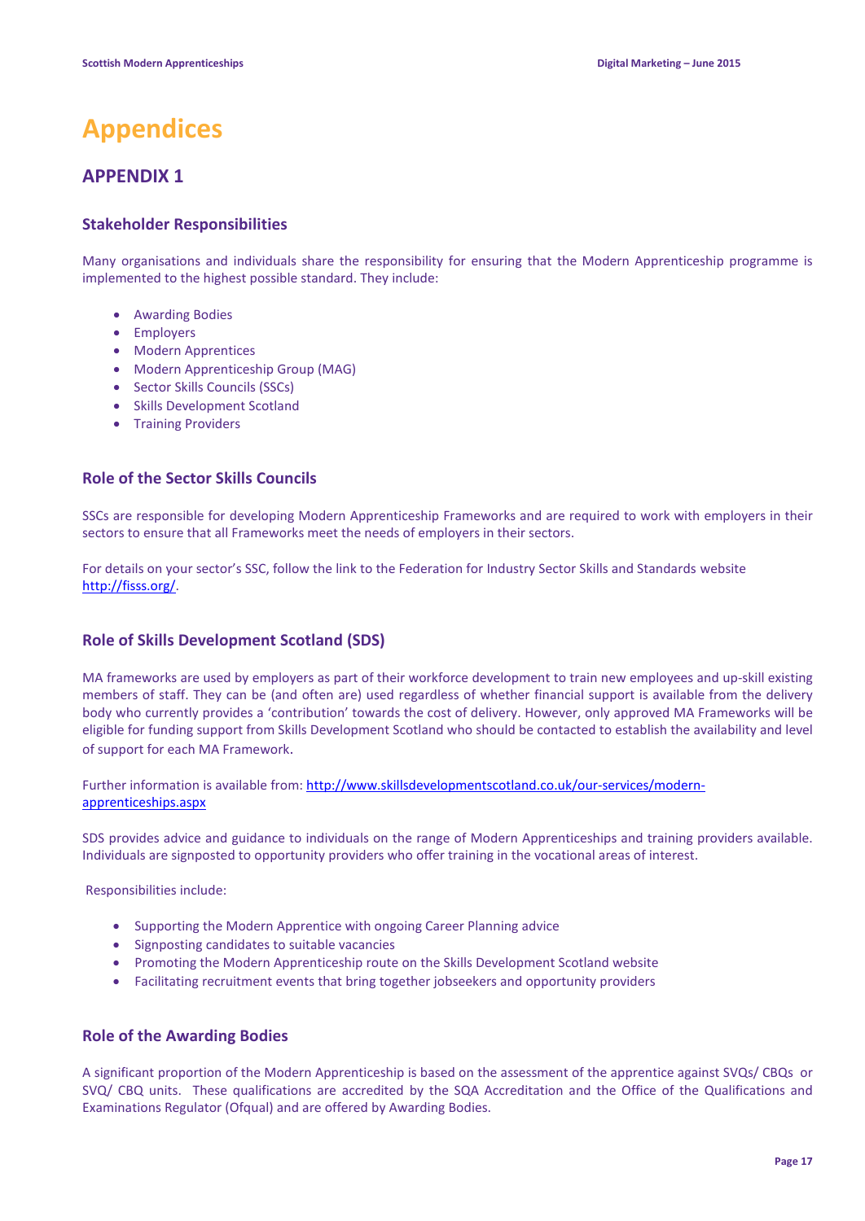# Appendices

## APPENDIX 1

### Stakeholder Responsibilities

Many organisations and individuals share the responsibility for ensuring that the Modern Apprenticeship programme is implemented to the highest possible standard. They include:

- Awarding Bodies
- Employers
- Modern Apprentices
- Modern Apprenticeship Group (MAG)
- Sector Skills Councils (SSCs)
- Skills Development Scotland
- Training Providers

### Role of the Sector Skills Councils

SSCs are responsible for developing Modern Apprenticeship Frameworks and are required to work with employers in their sectors to ensure that all Frameworks meet the needs of employers in their sectors.

For details on your sector's SSC, follow the link to the Federation for Industry Sector Skills and Standards website http://fisss.org/.

### Role of Skills Development Scotland (SDS)

MA frameworks are used by employers as part of their workforce development to train new employees and up-skill existing members of staff. They can be (and often are) used regardless of whether financial support is available from the delivery body who currently provides a 'contribution' towards the cost of delivery. However, only approved MA Frameworks will be eligible for funding support from Skills Development Scotland who should be contacted to establish the availability and level of support for each MA Framework.

Further information is available from: http://www.skillsdevelopmentscotland.co.uk/our-services/modern-apprenticeships.aspx

SDS provides advice and guidance to individuals on the range of Modern Apprenticeships and training providers available. Individuals are signposted to opportunity providers who offer training in the vocational areas of interest.

Responsibilities include:

- Supporting the Modern Apprentice with ongoing Career Planning advice
- Signposting candidates to suitable vacancies
- Promoting the Modern Apprenticeship route on the Skills Development Scotland website
- Facilitating recruitment events that bring together jobseekers and opportunity providers

### Role of the Awarding Bodies

A significant proportion of the Modern Apprenticeship is based on the assessment of the apprentice against SVQs/ CBQs or SVQ/ CBQ units. These qualifications are accredited by the SQA Accreditation and the Office of the Qualifications and Examinations Regulator (Ofqual) and are offered by Awarding Bodies.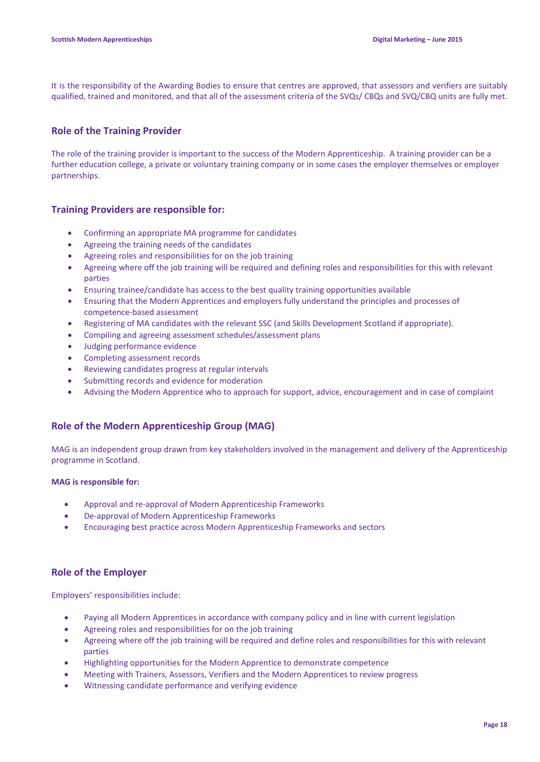It is the responsibility of the Awarding Bodies to ensure that centres are approved, that assessors and verifiers are suitably qualified, trained and monitored, and that all of the assessment criteria of the SVQs/ CBQs and SVQ/CBQ units are fully met.

## Role of the Training Provider

The role of the training provider is important to the success of the Modern Apprenticeship. A training provider can be a further education college, a private or voluntary training company or in some cases the employer themselves or employer partnerships.

## Training Providers are responsible for:

- Confirming an appropriate MA programme for candidates
- Agreeing the training needs of the candidates
- Agreeing roles and responsibilities for on the job training
- Agreeing where off the job training will be required and defining roles and responsibilities for this with relevant parties
- Ensuring trainee/candidate has access to the best quality training opportunities available
- Ensuring that the Modern Apprentices and employers fully understand the principles and processes of competence-based assessment
- Registering of MA candidates with the relevant SSC (and Skills Development Scotland if appropriate).
- Compiling and agreeing assessment schedules/assessment plans
- Judging performance evidence
- Completing assessment records
- Reviewing candidates progress at regular intervals
- Submitting records and evidence for moderation
- Advising the Modern Apprentice who to approach for support, advice, encouragement and in case of complaint

## Role of the Modern Apprenticeship Group (MAG)

MAG is an independent group drawn from key stakeholders involved in the management and delivery of the Apprenticeship programme in Scotland.

**MAG is responsible for:**

- Approval and re-approval of Modern Apprenticeship Frameworks
- De-approval of Modern Apprenticeship Frameworks
- Encouraging best practice across Modern Apprenticeship Frameworks and sectors

## Role of the Employer

Employers' responsibilities include:

- Paying all Modern Apprentices in accordance with company policy and in line with current legislation
- Agreeing roles and responsibilities for on the job training
- Agreeing where off the job training will be required and define roles and responsibilities for this with relevant parties
- Highlighting opportunities for the Modern Apprentice to demonstrate competence
- Meeting with Trainers, Assessors, Verifiers and the Modern Apprentices to review progress
- Witnessing candidate performance and verifying evidence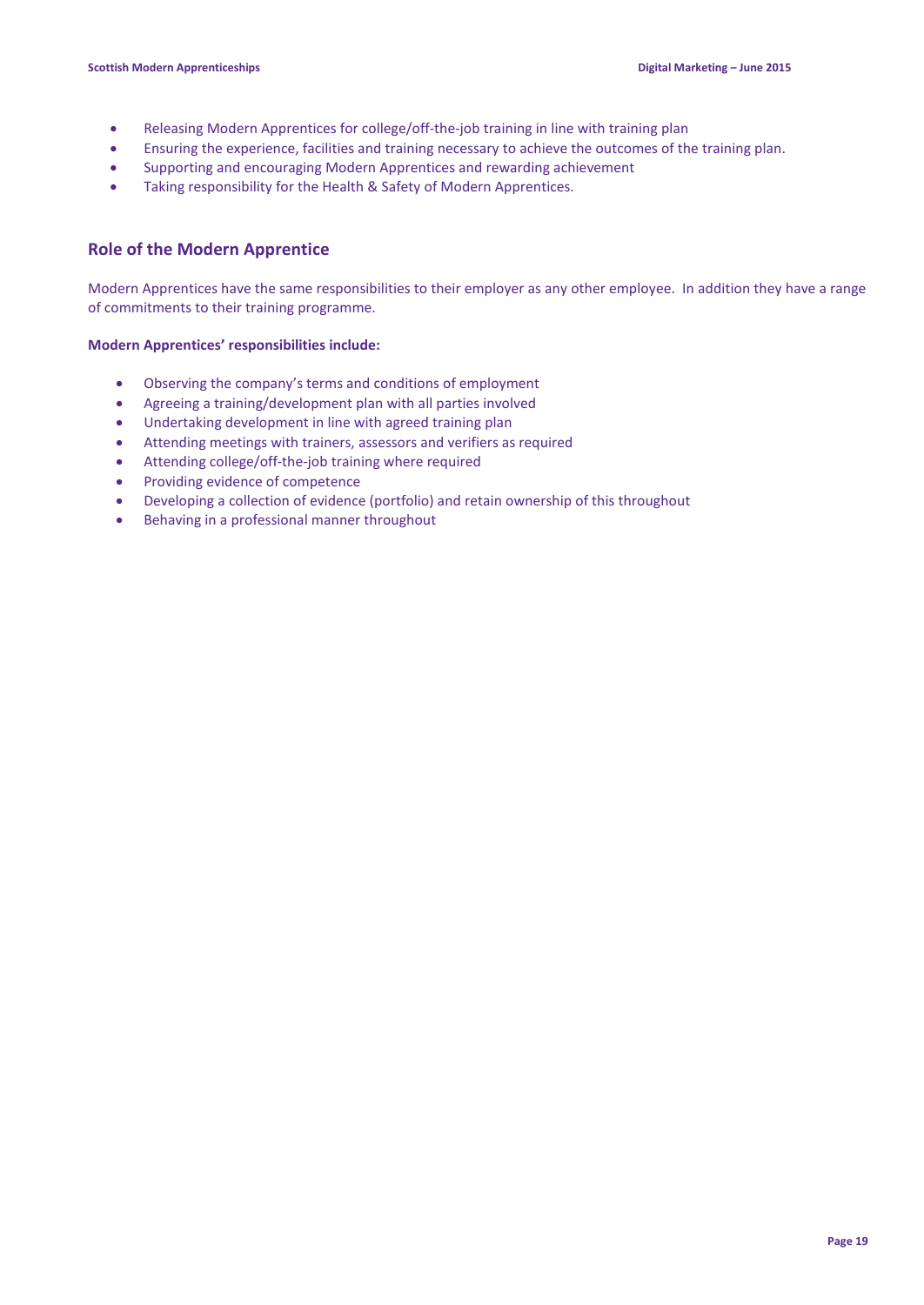- Releasing Modern Apprentices for college/off-the-job training in line with training plan
- Ensuring the experience, facilities and training necessary to achieve the outcomes of the training plan.
- Supporting and encouraging Modern Apprentices and rewarding achievement
- Taking responsibility for the Health & Safety of Modern Apprentices.

## Role of the Modern Apprentice

Modern Apprentices have the same responsibilities to their employer as any other employee. In addition they have a range of commitments to their training programme.

**Modern Apprentices' responsibilities include:**

- Observing the company's terms and conditions of employment
- Agreeing a training/development plan with all parties involved
- Undertaking development in line with agreed training plan
- Attending meetings with trainers, assessors and verifiers as required
- Attending college/off-the-job training where required
- Providing evidence of competence
- Developing a collection of evidence (portfolio) and retain ownership of this throughout
- Behaving in a professional manner throughout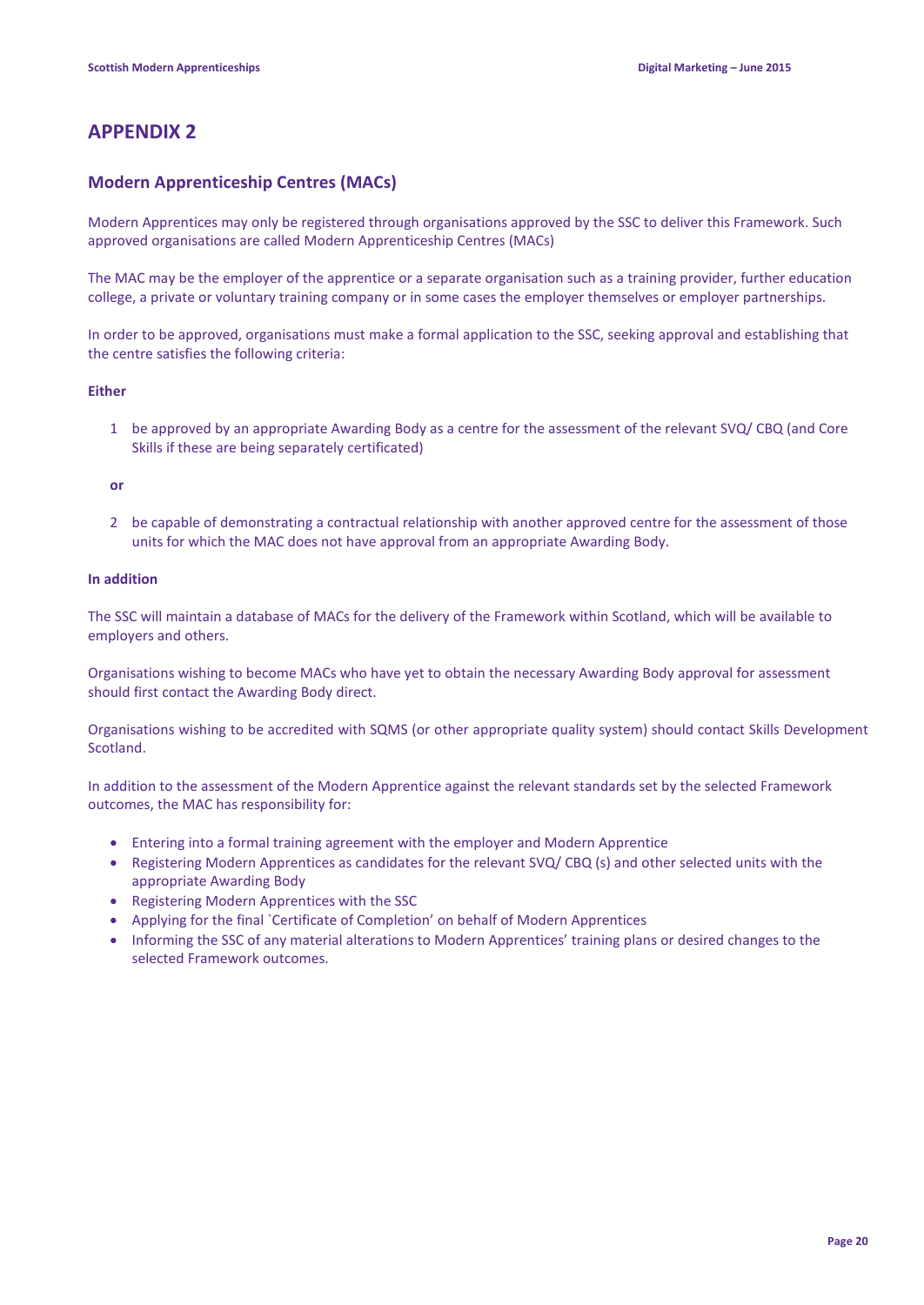# APPENDIX 2

## Modern Apprenticeship Centres (MACs)

Modern Apprentices may only be registered through organisations approved by the SSC to deliver this Framework. Such approved organisations are called Modern Apprenticeship Centres (MACs)

The MAC may be the employer of the apprentice or a separate organisation such as a training provider, further education college, a private or voluntary training company or in some cases the employer themselves or employer partnerships.

In order to be approved, organisations must make a formal application to the SSC, seeking approval and establishing that the centre satisfies the following criteria:

**Either**

1. be approved by an appropriate Awarding Body as a centre for the assessment of the relevant SVQ/ CBQ (and Core Skills if these are being separately certificated)

**or**

2. be capable of demonstrating a contractual relationship with another approved centre for the assessment of those units for which the MAC does not have approval from an appropriate Awarding Body.

**In addition**

The SSC will maintain a database of MACs for the delivery of the Framework within Scotland, which will be available to employers and others.

Organisations wishing to become MACs who have yet to obtain the necessary Awarding Body approval for assessment should first contact the Awarding Body direct.

Organisations wishing to be accredited with SQMS (or other appropriate quality system) should contact Skills Development Scotland.

In addition to the assessment of the Modern Apprentice against the relevant standards set by the selected Framework outcomes, the MAC has responsibility for:

- Entering into a formal training agreement with the employer and Modern Apprentice
- Registering Modern Apprentices as candidates for the relevant SVQ/ CBQ (s) and other selected units with the appropriate Awarding Body
- Registering Modern Apprentices with the SSC
- Applying for the final `Certificate of Completion' on behalf of Modern Apprentices
- Informing the SSC of any material alterations to Modern Apprentices' training plans or desired changes to the selected Framework outcomes.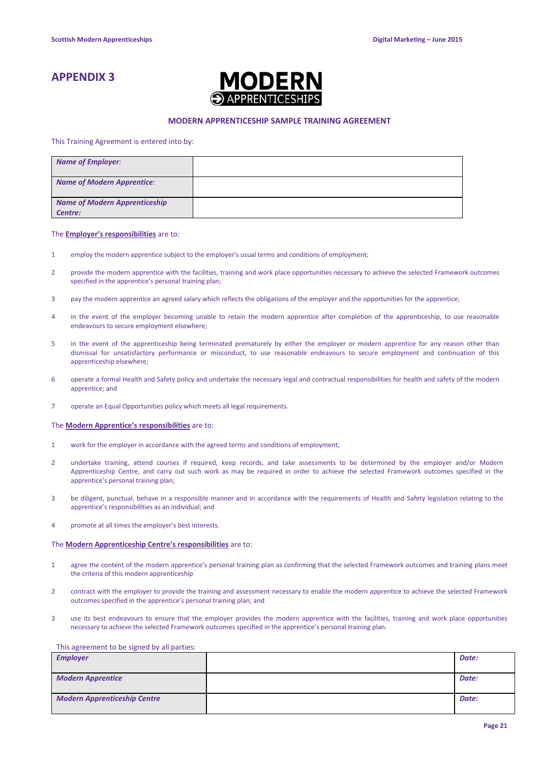# APPENDIX 3

MODERN APPRENTICESHIPS

## MODERN APPRENTICESHIP SAMPLE TRAINING AGREEMENT

This Training Agreement is entered into by:

| *Name of Employer:* | |
|---|---|
| *Name of Modern Apprentice:* | |
| *Name of Modern Apprenticeship Centre:* | |

The **Employer's responsibilities** are to:

1. employ the modern apprentice subject to the employer's usual terms and conditions of employment;
2. provide the modern apprentice with the facilities, training and work place opportunities necessary to achieve the selected Framework outcomes specified in the apprentice's personal training plan;
3. pay the modern apprentice an agreed salary which reflects the obligations of the employer and the opportunities for the apprentice;
4. in the event of the employer becoming unable to retain the modern apprentice after completion of the apprenticeship, to use reasonable endeavours to secure employment elsewhere;
5. in the event of the apprenticeship being terminated prematurely by either the employer or modern apprentice for any reason other than dismissal for unsatisfactory performance or misconduct, to use reasonable endeavours to secure employment and continuation of this apprenticeship elsewhere;
6. operate a formal Health and Safety policy and undertake the necessary legal and contractual responsibilities for health and safety of the modern apprentice; and
7. operate an Equal Opportunities policy which meets all legal requirements.

The **Modern Apprentice's responsibilities** are to:

1. work for the employer in accordance with the agreed terms and conditions of employment;
2. undertake training, attend courses if required, keep records, and take assessments to be determined by the employer and/or Modern Apprenticeship Centre, and carry out such work as may be required in order to achieve the selected Framework outcomes specified in the apprentice's personal training plan;
3. be diligent, punctual, behave in a responsible manner and in accordance with the requirements of Health and Safety legislation relating to the apprentice's responsibilities as an individual; and
4. promote at all times the employer's best interests.

The **Modern Apprenticeship Centre's responsibilities** are to:

1. agree the content of the modern apprentice's personal training plan as confirming that the selected Framework outcomes and training plans meet the criteria of this modern apprenticeship
2. contract with the employer to provide the training and assessment necessary to enable the modern apprentice to achieve the selected Framework outcomes specified in the apprentice's personal training plan; and
3. use its best endeavours to ensure that the employer provides the modern apprentice with the facilities, training and work place opportunities necessary to achieve the selected Framework outcomes specified in the apprentice's personal training plan.

This agreement to be signed by all parties:

| *Employer* | | *Date:* |
|---|---|---|
| *Modern Apprentice* | | *Date:* |
| *Modern Apprenticeship Centre* | | *Date:* |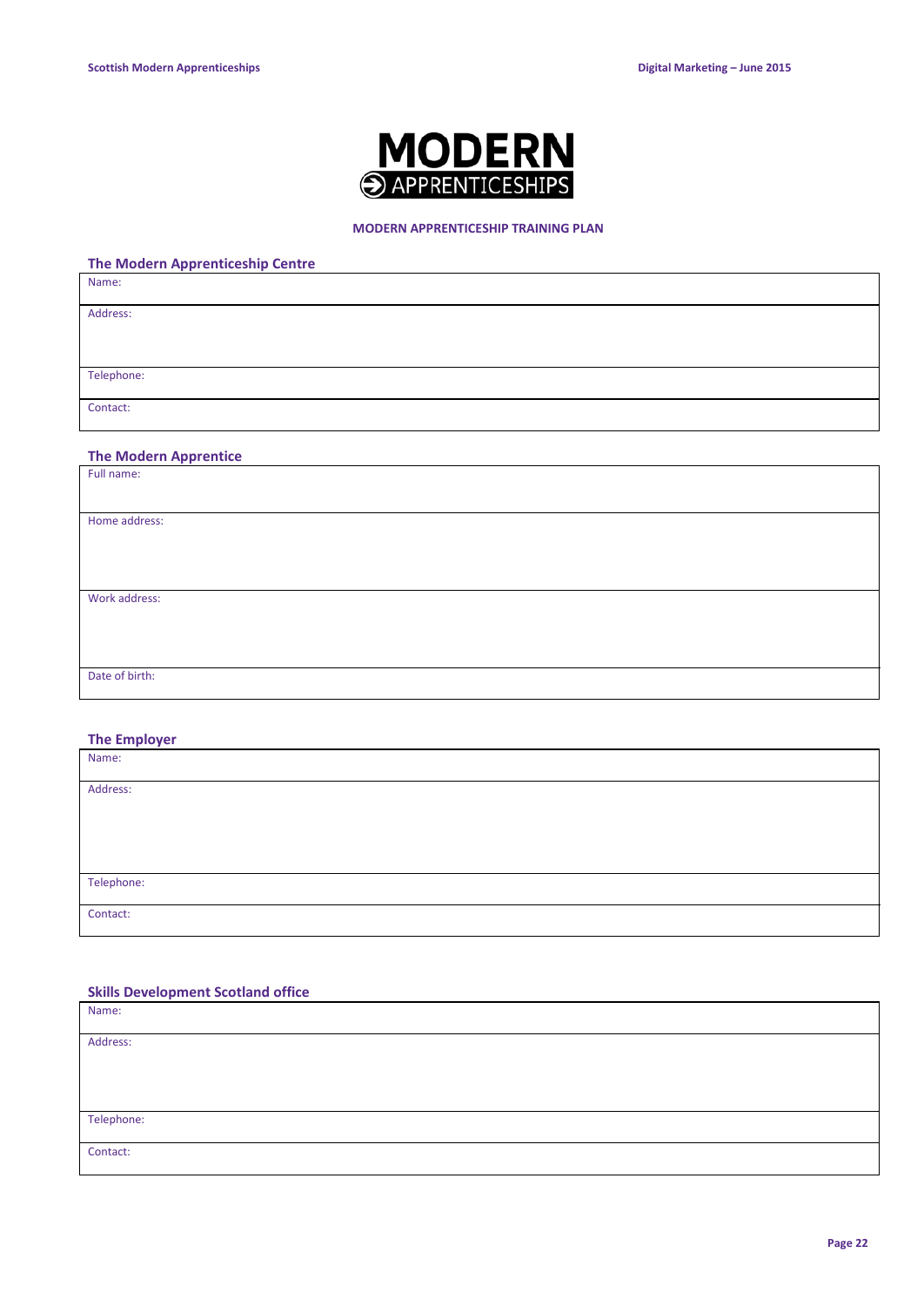MODERN APPRENTICESHIPS

**MODERN APPRENTICESHIP TRAINING PLAN**

### The Modern Apprenticeship Centre

| Name: |
|---|
| Address: |
| Telephone: |
| Contact: |

### The Modern Apprentice

| Full name: |
|---|
| Home address: |
| Work address: |
| Date of birth: |

### The Employer

| Name: |
|---|
| Address: |
| Telephone: |
| Contact: |

### Skills Development Scotland office

| Name: |
|---|
| Address: |
| Telephone: |
| Contact: |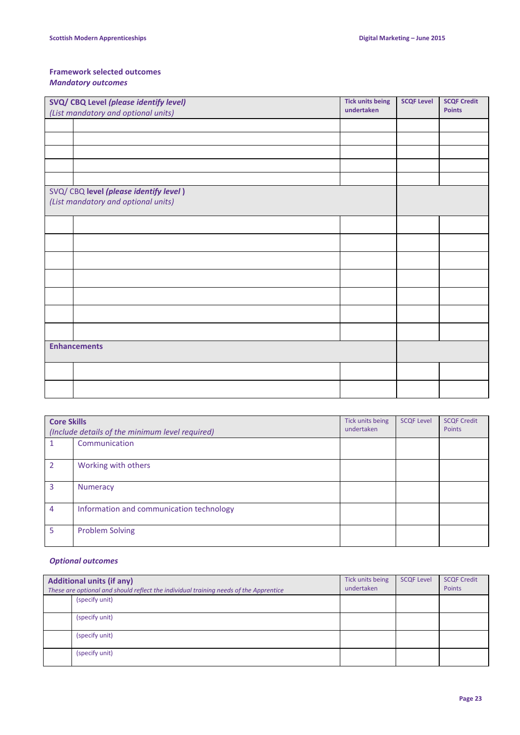**Framework selected outcomes**
***Mandatory outcomes***

| | **SVQ/ CBQ Level *(please identify level)*** *(List mandatory and optional units)* | **Tick units being undertaken** | **SCQF Level** | **SCQF Credit Points** |
|---|---|---|---|---|
| | | | | |
| | | | | |
| | | | | |
| | | | | |
| | | | | |
| | SVQ/ CBQ **level *(please identify level* )** *(List mandatory and optional units)* | | | |
| | | | | |
| | | | | |
| | | | | |
| | | | | |
| | | | | |
| | | | | |
| | | | | |
| | **Enhancements** | | | |
| | | | | |
| | | | | |

| | **Core Skills** *(Include details of the minimum level required)* | Tick units being undertaken | SCQF Level | SCQF Credit Points |
|---|---|---|---|---|
| 1 | Communication | | | |
| 2 | Working with others | | | |
| 3 | Numeracy | | | |
| 4 | Information and communication technology | | | |
| 5 | Problem Solving | | | |

***Optional outcomes***

| | **Additional units (if any)** *These are optional and should reflect the individual training needs of the Apprentice* | Tick units being undertaken | SCQF Level | SCQF Credit Points |
|---|---|---|---|---|
| | (specify unit) | | | |
| | (specify unit) | | | |
| | (specify unit) | | | |
| | (specify unit) | | | |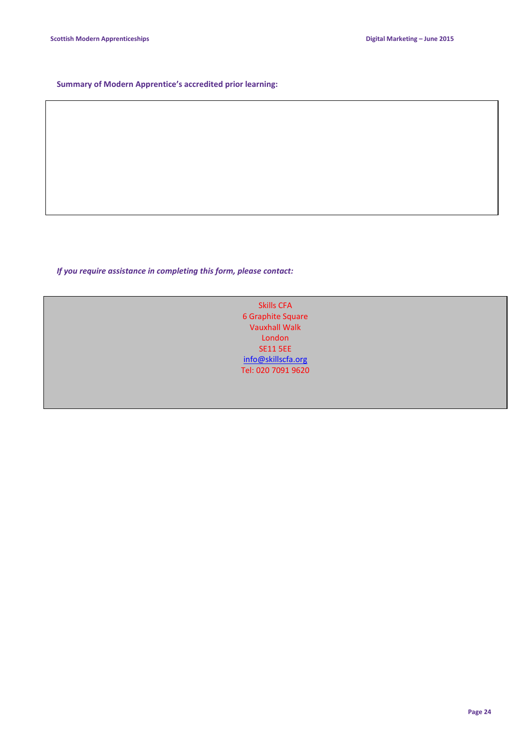**Summary of Modern Apprentice's accredited prior learning:**

| |
|---|
| |

*If you require assistance in completing this form, please contact:*

Skills CFA
6 Graphite Square
Vauxhall Walk
London
SE11 5EE
info@skillscfa.org
Tel: 020 7091 9620